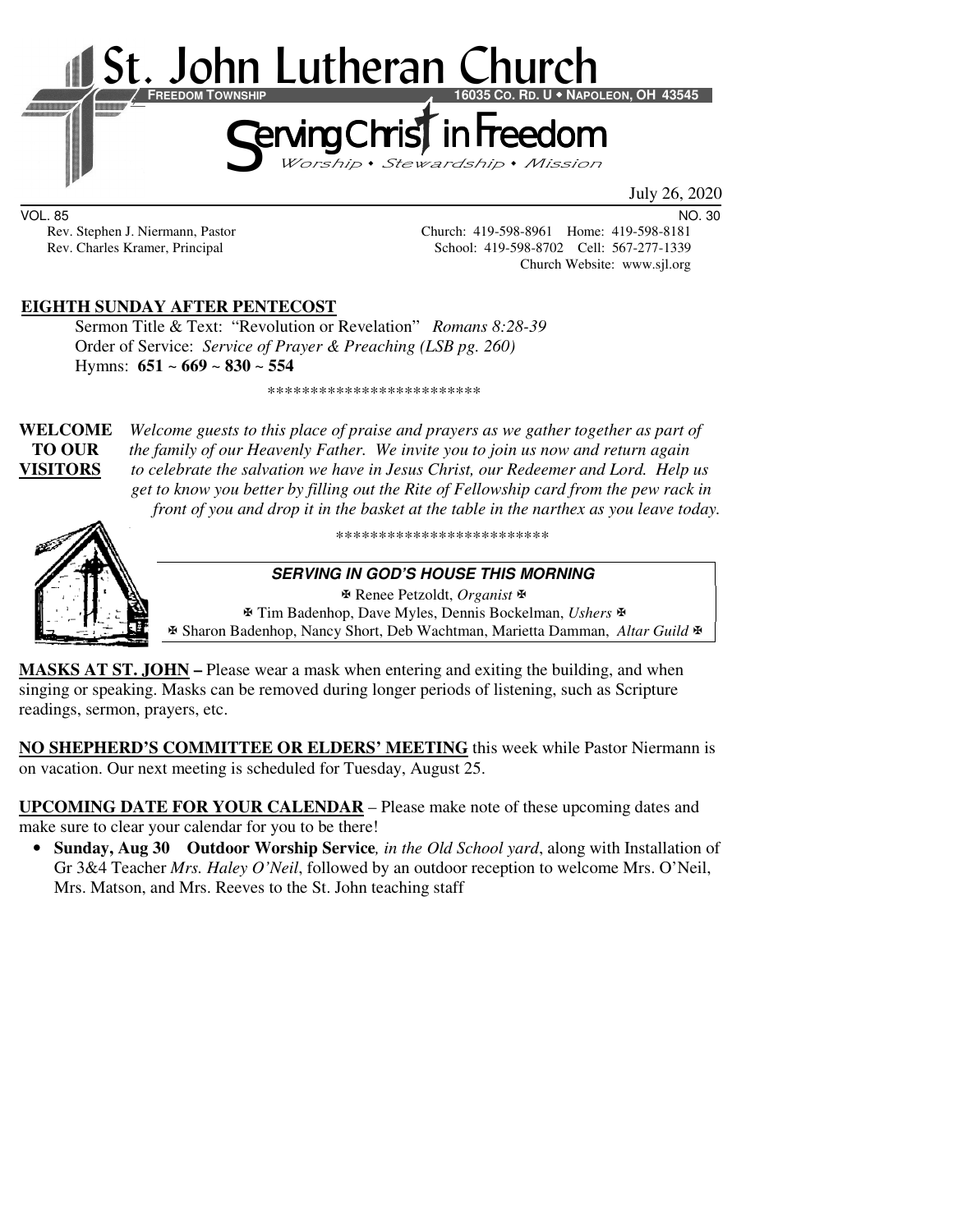# St. John Lutheran Church

**FREEDOM TOWNSHIP** **16035 CO. RD. U • NAPOLEON, OH 43545**

## Serving Christ in Freedom

*Worship • Stewardship • Mission*

July 26, 2020

VOL. 85 NO. 30

Rev. Stephen J. Niermann, Pastor Church: 419-598-8961 Home: 419-598-8181
Rev. Charles Kramer, Principal School: 419-598-8702 Cell: 567-277-1339
Church Website: www.sjl.org

**EIGHTH SUNDAY AFTER PENTECOST**

Sermon Title & Text: "Revolution or Revelation" *Romans 8:28-39*
Order of Service: *Service of Prayer & Preaching (LSB pg. 260)*
Hymns: **651 ~ 669 ~ 830 ~ 554**

*************************

**WELCOME TO OUR VISITORS** *Welcome guests to this place of praise and prayers as we gather together as part of the family of our Heavenly Father. We invite you to join us now and return again to celebrate the salvation we have in Jesus Christ, our Redeemer and Lord. Help us get to know you better by filling out the Rite of Fellowship card from the pew rack in front of you and drop it in the basket at the table in the narthex as you leave today.*

*************************

***SERVING IN GOD'S HOUSE THIS MORNING***

✠ Renee Petzoldt, *Organist* ✠
✠ Tim Badenhop, Dave Myles, Dennis Bockelman, *Ushers* ✠
✠ Sharon Badenhop, Nancy Short, Deb Wachtman, Marietta Damman, *Altar Guild* ✠

**MASKS AT ST. JOHN –** Please wear a mask when entering and exiting the building, and when singing or speaking. Masks can be removed during longer periods of listening, such as Scripture readings, sermon, prayers, etc.

**NO SHEPHERD'S COMMITTEE OR ELDERS' MEETING** this week while Pastor Niermann is on vacation. Our next meeting is scheduled for Tuesday, August 25.

**UPCOMING DATE FOR YOUR CALENDAR** – Please make note of these upcoming dates and make sure to clear your calendar for you to be there!

- **Sunday, Aug 30 Outdoor Worship Service***, in the Old School yard*, along with Installation of Gr 3&4 Teacher *Mrs. Haley O'Neil*, followed by an outdoor reception to welcome Mrs. O'Neil, Mrs. Matson, and Mrs. Reeves to the St. John teaching staff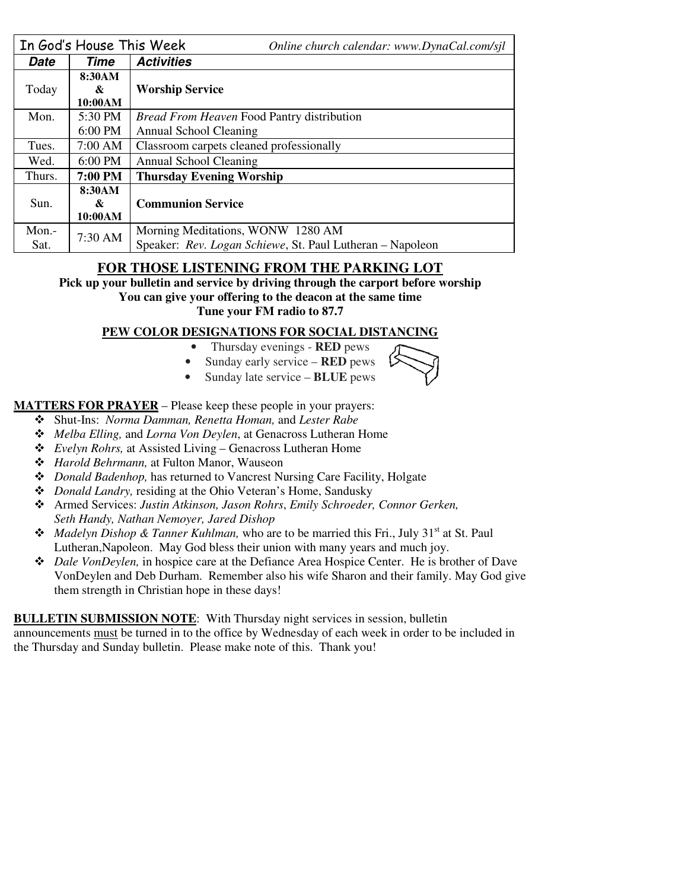| In God's House This Week | | *Online church calendar: www.DynaCal.com/sjl* |
|---|---|---|
| ***Date*** | ***Time*** | ***Activities*** |
| Today | **8:30AM & 10:00AM** | **Worship Service** |
| Mon. | 5:30 PM<br>6:00 PM | *Bread From Heaven* Food Pantry distribution<br>Annual School Cleaning |
| Tues. | 7:00 AM | Classroom carpets cleaned professionally |
| Wed. | 6:00 PM | Annual School Cleaning |
| Thurs. | **7:00 PM** | **Thursday Evening Worship** |
| Sun. | **8:30AM & 10:00AM** | **Communion Service** |
| Mon.-Sat. | 7:30 AM | Morning Meditations, WONW 1280 AM<br>Speaker: *Rev. Logan Schiewe*, St. Paul Lutheran – Napoleon |

## FOR THOSE LISTENING FROM THE PARKING LOT

**Pick up your bulletin and service by driving through the carport before worship**
**You can give your offering to the deacon at the same time**
**Tune your FM radio to 87.7**

### PEW COLOR DESIGNATIONS FOR SOCIAL DISTANCING

- Thursday evenings - **RED** pews
- Sunday early service – **RED** pews
- Sunday late service – **BLUE** pews

**MATTERS FOR PRAYER** – Please keep these people in your prayers:

- Shut-Ins: *Norma Damman, Renetta Homan,* and *Lester Rabe*
- *Melba Elling,* and *Lorna Von Deylen*, at Genacross Lutheran Home
- *Evelyn Rohrs,* at Assisted Living – Genacross Lutheran Home
- *Harold Behrmann,* at Fulton Manor, Wauseon
- *Donald Badenhop,* has returned to Vancrest Nursing Care Facility, Holgate
- *Donald Landry,* residing at the Ohio Veteran's Home, Sandusky
- Armed Services: *Justin Atkinson, Jason Rohrs*, *Emily Schroeder, Connor Gerken, Seth Handy, Nathan Nemoyer, Jared Dishop*
- *Madelyn Dishop & Tanner Kuhlman,* who are to be married this Fri., July 31st at St. Paul Lutheran,Napoleon. May God bless their union with many years and much joy.
- *Dale VonDeylen,* in hospice care at the Defiance Area Hospice Center. He is brother of Dave VonDeylen and Deb Durham. Remember also his wife Sharon and their family. May God give them strength in Christian hope in these days!

**BULLETIN SUBMISSION NOTE**: With Thursday night services in session, bulletin announcements must be turned in to the office by Wednesday of each week in order to be included in the Thursday and Sunday bulletin. Please make note of this. Thank you!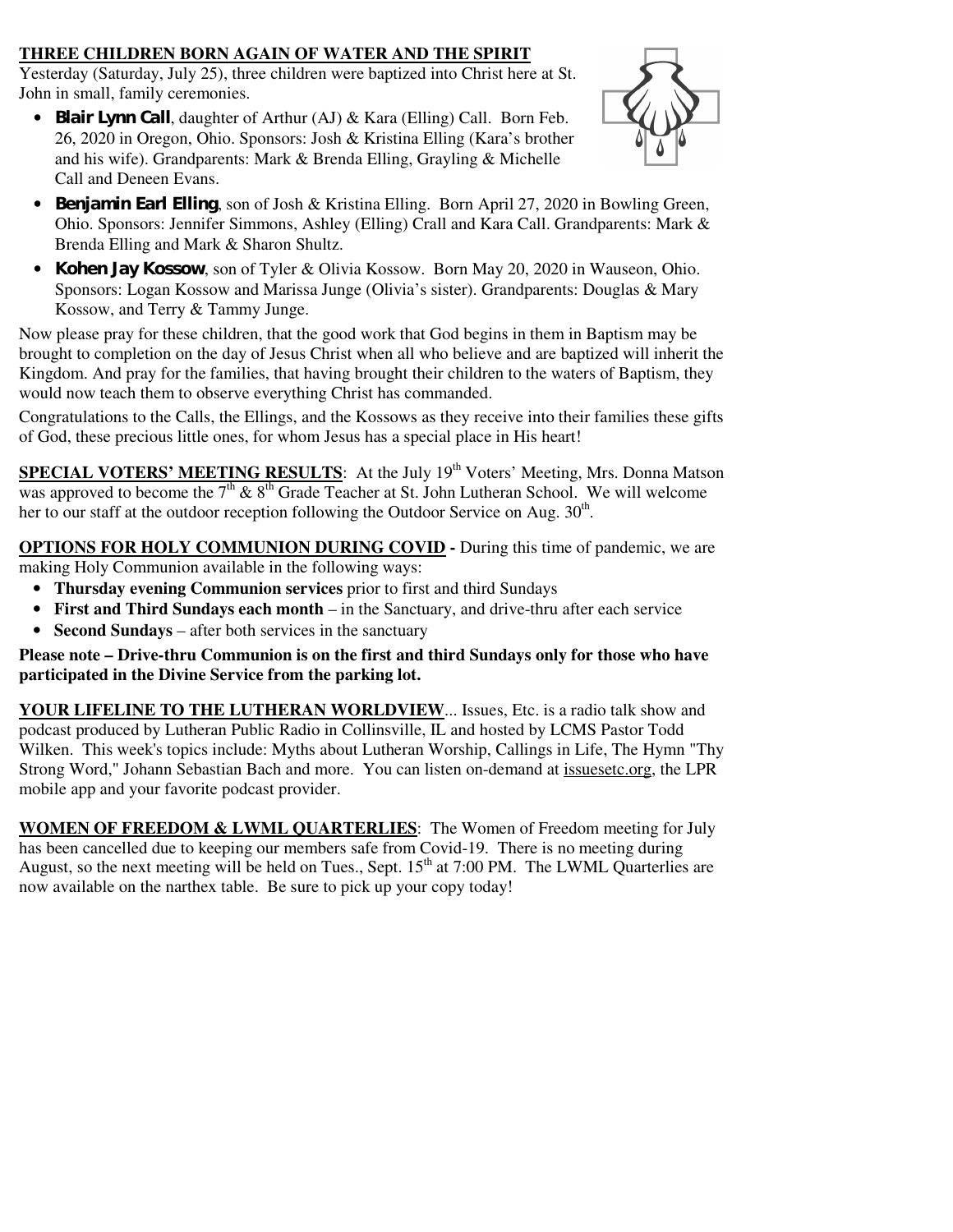**THREE CHILDREN BORN AGAIN OF WATER AND THE SPIRIT**

Yesterday (Saturday, July 25), three children were baptized into Christ here at St. John in small, family ceremonies.

- **Blair Lynn Call**, daughter of Arthur (AJ) & Kara (Elling) Call. Born Feb. 26, 2020 in Oregon, Ohio. Sponsors: Josh & Kristina Elling (Kara's brother and his wife). Grandparents: Mark & Brenda Elling, Grayling & Michelle Call and Deneen Evans.
- **Benjamin Earl Elling**, son of Josh & Kristina Elling. Born April 27, 2020 in Bowling Green, Ohio. Sponsors: Jennifer Simmons, Ashley (Elling) Crall and Kara Call. Grandparents: Mark & Brenda Elling and Mark & Sharon Shultz.
- **Kohen Jay Kossow**, son of Tyler & Olivia Kossow. Born May 20, 2020 in Wauseon, Ohio. Sponsors: Logan Kossow and Marissa Junge (Olivia's sister). Grandparents: Douglas & Mary Kossow, and Terry & Tammy Junge.

Now please pray for these children, that the good work that God begins in them in Baptism may be brought to completion on the day of Jesus Christ when all who believe and are baptized will inherit the Kingdom. And pray for the families, that having brought their children to the waters of Baptism, they would now teach them to observe everything Christ has commanded.

Congratulations to the Calls, the Ellings, and the Kossows as they receive into their families these gifts of God, these precious little ones, for whom Jesus has a special place in His heart!

**SPECIAL VOTERS' MEETING RESULTS**: At the July 19th Voters' Meeting, Mrs. Donna Matson was approved to become the 7th & 8th Grade Teacher at St. John Lutheran School. We will welcome her to our staff at the outdoor reception following the Outdoor Service on Aug. 30th.

**OPTIONS FOR HOLY COMMUNION DURING COVID -** During this time of pandemic, we are making Holy Communion available in the following ways:

- **Thursday evening Communion services** prior to first and third Sundays
- **First and Third Sundays each month** – in the Sanctuary, and drive-thru after each service
- **Second Sundays** – after both services in the sanctuary

**Please note – Drive-thru Communion is on the first and third Sundays only for those who have participated in the Divine Service from the parking lot.**

**YOUR LIFELINE TO THE LUTHERAN WORLDVIEW**... Issues, Etc. is a radio talk show and podcast produced by Lutheran Public Radio in Collinsville, IL and hosted by LCMS Pastor Todd Wilken. This week's topics include: Myths about Lutheran Worship, Callings in Life, The Hymn "Thy Strong Word," Johann Sebastian Bach and more. You can listen on-demand at issuesetc.org, the LPR mobile app and your favorite podcast provider.

**WOMEN OF FREEDOM & LWML QUARTERLIES**: The Women of Freedom meeting for July has been cancelled due to keeping our members safe from Covid-19. There is no meeting during August, so the next meeting will be held on Tues., Sept. 15th at 7:00 PM. The LWML Quarterlies are now available on the narthex table. Be sure to pick up your copy today!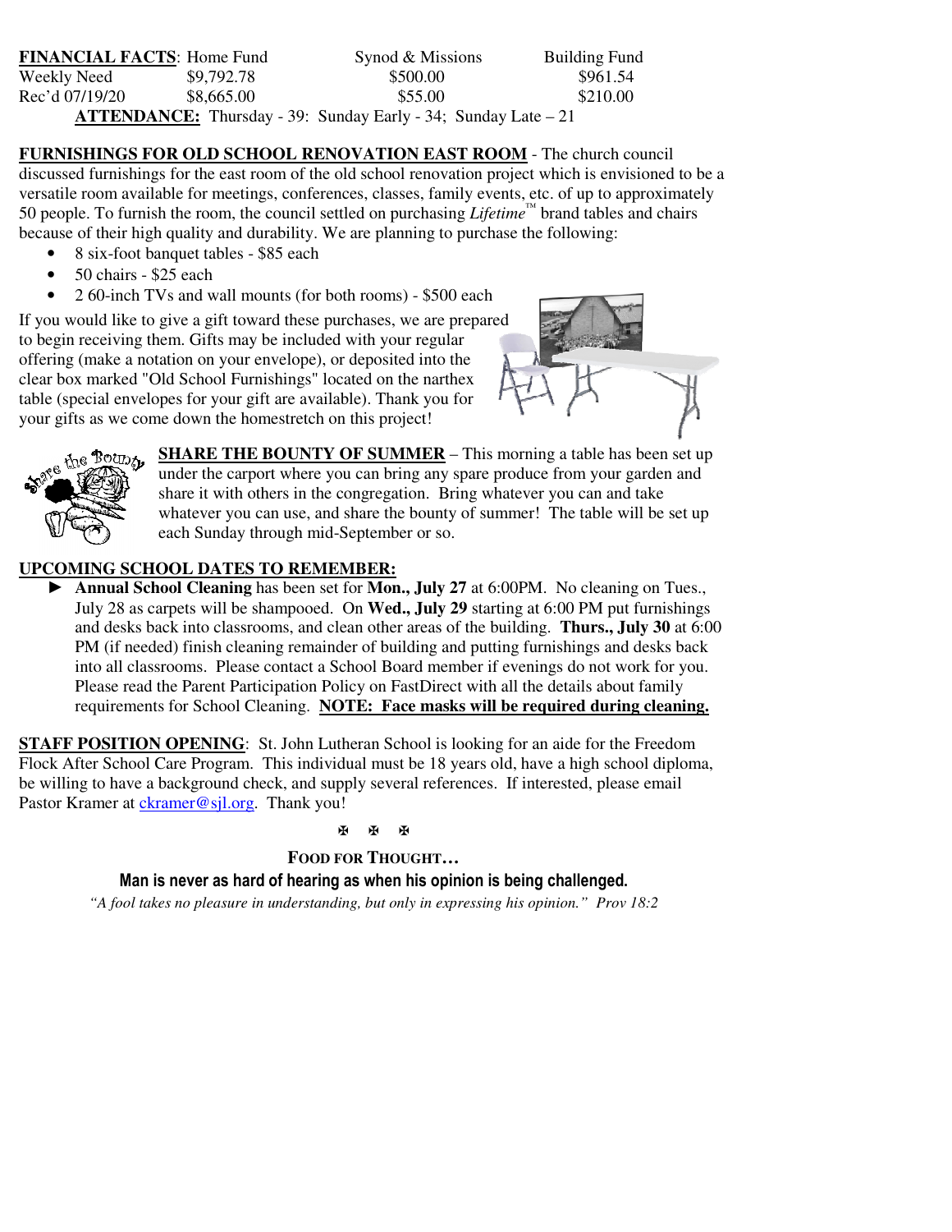| **FINANCIAL FACTS**: | Home Fund | Synod & Missions | Building Fund |
|---|---|---|---|
| Weekly Need | $9,792.78 | $500.00 | $961.54 |
| Rec'd 07/19/20 | $8,665.00 | $55.00 | $210.00 |

**ATTENDANCE:** Thursday - 39: Sunday Early - 34; Sunday Late – 21

**FURNISHINGS FOR OLD SCHOOL RENOVATION EAST ROOM** - The church council discussed furnishings for the east room of the old school renovation project which is envisioned to be a versatile room available for meetings, conferences, classes, family events, etc. of up to approximately 50 people. To furnish the room, the council settled on purchasing *Lifetime*™ brand tables and chairs because of their high quality and durability. We are planning to purchase the following:

- 8 six-foot banquet tables - $85 each
- 50 chairs - $25 each
- 2 60-inch TVs and wall mounts (for both rooms) - $500 each

If you would like to give a gift toward these purchases, we are prepared to begin receiving them. Gifts may be included with your regular offering (make a notation on your envelope), or deposited into the clear box marked "Old School Furnishings" located on the narthex table (special envelopes for your gift are available). Thank you for your gifts as we come down the homestretch on this project!

**SHARE THE BOUNTY OF SUMMER** – This morning a table has been set up under the carport where you can bring any spare produce from your garden and share it with others in the congregation. Bring whatever you can and take whatever you can use, and share the bounty of summer! The table will be set up each Sunday through mid-September or so.

**UPCOMING SCHOOL DATES TO REMEMBER:**

► **Annual School Cleaning** has been set for **Mon., July 27** at 6:00PM. No cleaning on Tues., July 28 as carpets will be shampooed. On **Wed., July 29** starting at 6:00 PM put furnishings and desks back into classrooms, and clean other areas of the building. **Thurs., July 30** at 6:00 PM (if needed) finish cleaning remainder of building and putting furnishings and desks back into all classrooms. Please contact a School Board member if evenings do not work for you. Please read the Parent Participation Policy on FastDirect with all the details about family requirements for School Cleaning. **NOTE: Face masks will be required during cleaning.**

**STAFF POSITION OPENING**: St. John Lutheran School is looking for an aide for the Freedom Flock After School Care Program. This individual must be 18 years old, have a high school diploma, be willing to have a background check, and supply several references. If interested, please email Pastor Kramer at ckramer@sjl.org. Thank you!

✠ ✠ ✠

**FOOD FOR THOUGHT…**

**Man is never as hard of hearing as when his opinion is being challenged.**

*"A fool takes no pleasure in understanding, but only in expressing his opinion." Prov 18:2*